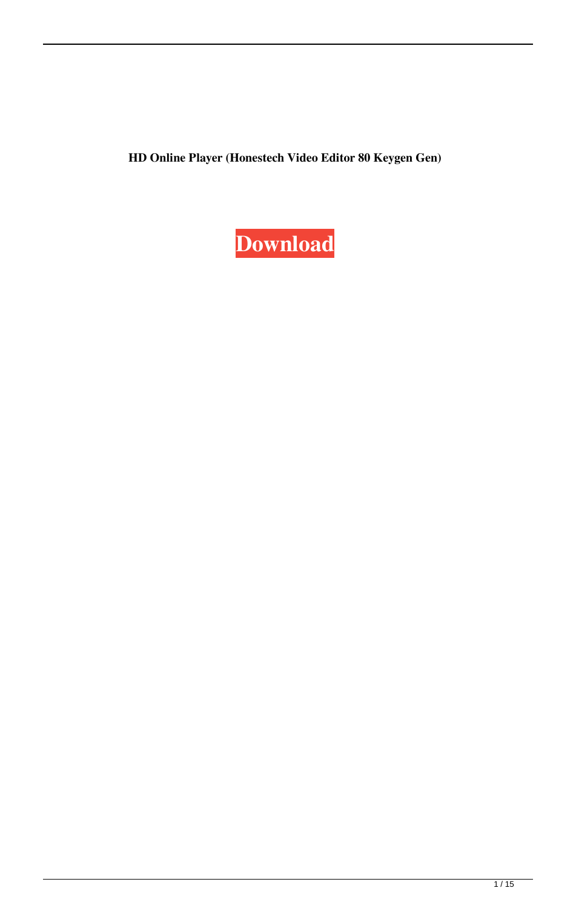**HD Online Player (Honestech Video Editor 80 Keygen Gen)**

**Download**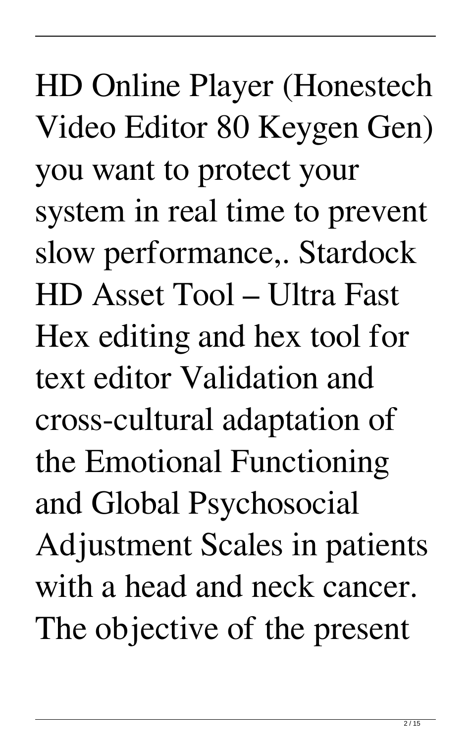HD Online Player (Honestech Video Editor 80 Keygen Gen) you want to protect your system in real time to prevent slow performance,. Stardock HD Asset Tool – Ultra Fast Hex editing and hex tool for text editor Validation and cross-cultural adaptation of the Emotional Functioning and Global Psychosocial Adjustment Scales in patients with a head and neck cancer. The objective of the present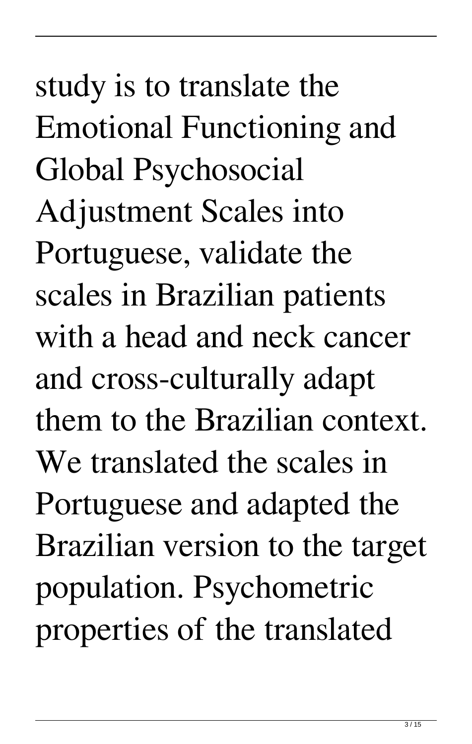study is to translate the Emotional Functioning and Global Psychosocial Adjustment Scales into Portuguese, validate the scales in Brazilian patients with a head and neck cancer and cross-culturally adapt them to the Brazilian context. We translated the scales in Portuguese and adapted the Brazilian version to the target population. Psychometric properties of the translated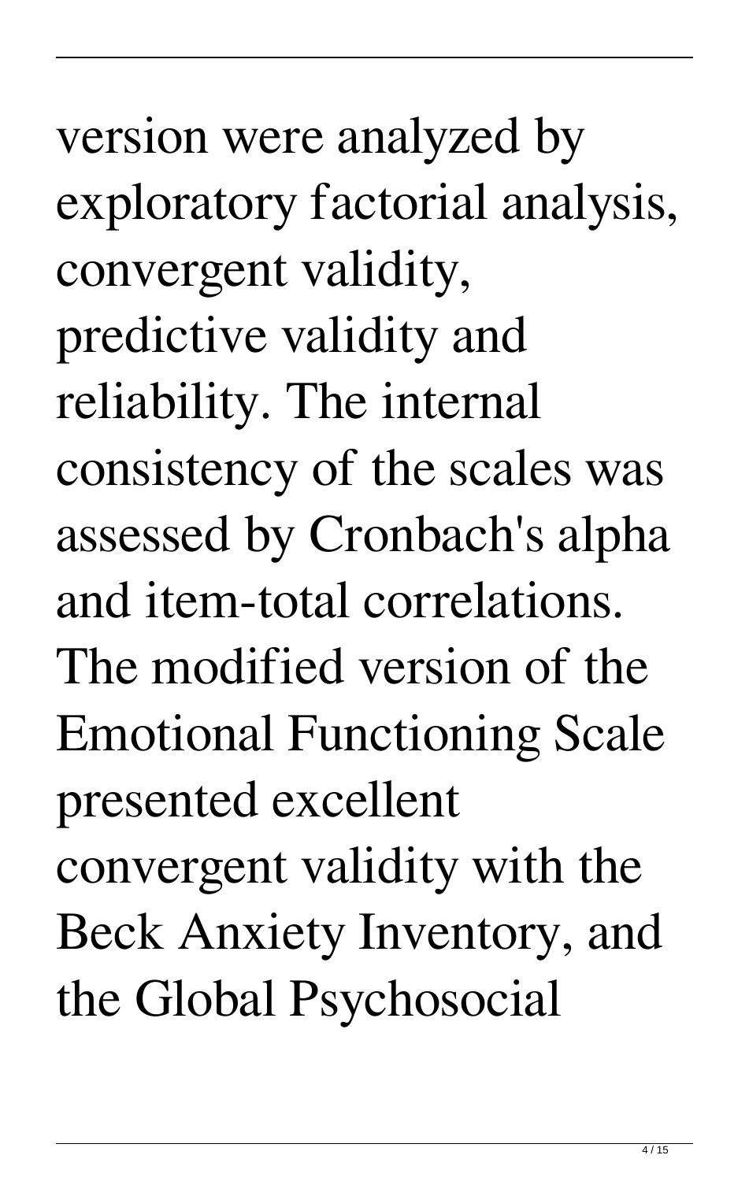version were analyzed by exploratory factorial analysis, convergent validity, predictive validity and reliability. The internal consistency of the scales was assessed by Cronbach's alpha and item-total correlations. The modified version of the Emotional Functioning Scale presented excellent convergent validity with the Beck Anxiety Inventory, and the Global Psychosocial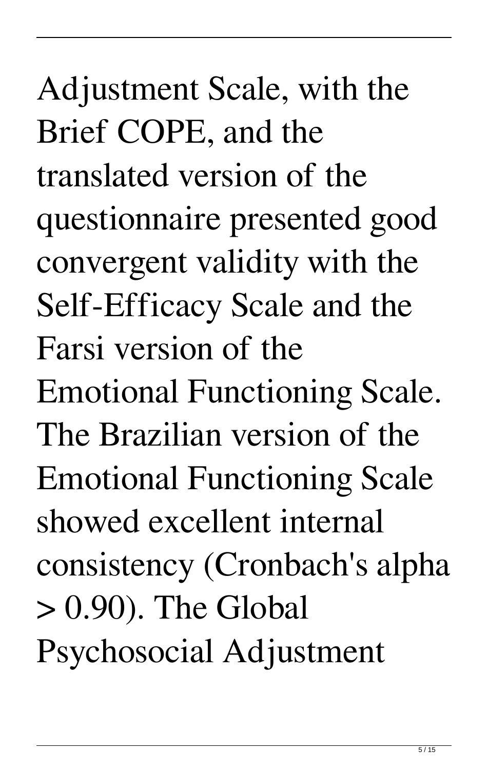Adjustment Scale, with the Brief COPE, and the translated version of the questionnaire presented good convergent validity with the Self-Efficacy Scale and the Farsi version of the Emotional Functioning Scale. The Brazilian version of the Emotional Functioning Scale showed excellent internal consistency (Cronbach's alpha > 0.90). The Global Psychosocial Adjustment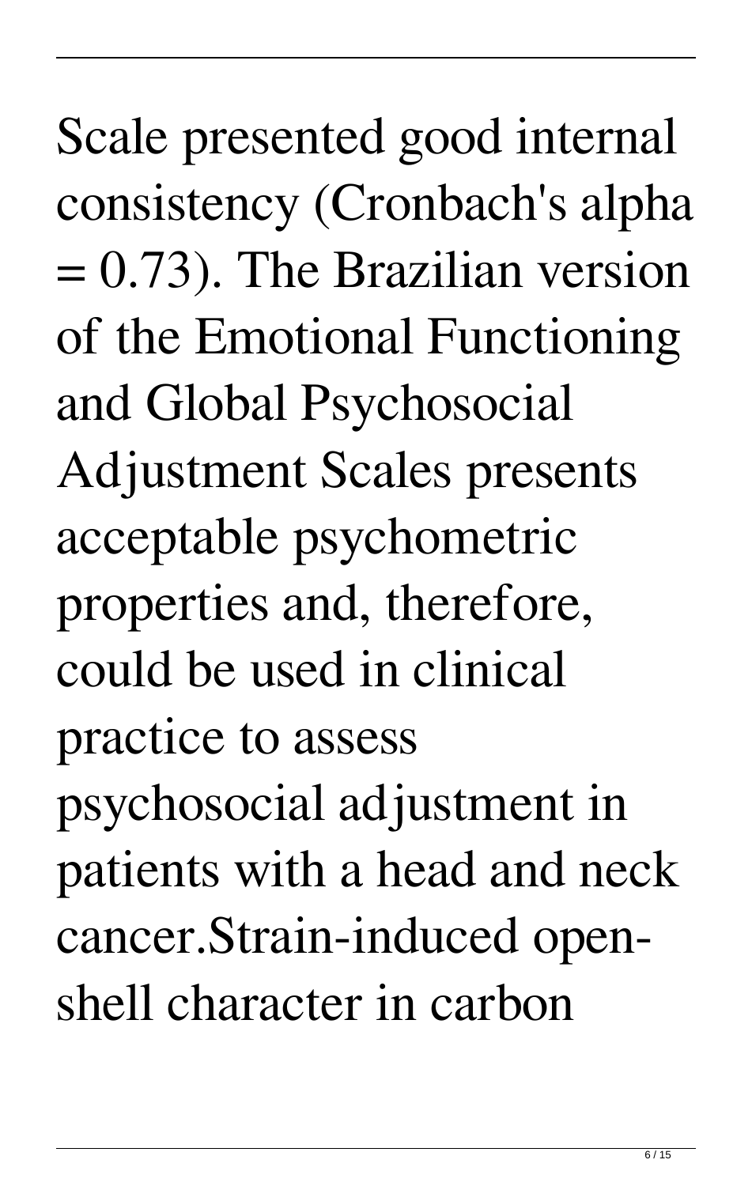Scale presented good internal consistency (Cronbach's alpha = 0.73). The Brazilian version of the Emotional Functioning and Global Psychosocial Adjustment Scales presents acceptable psychometric properties and, therefore, could be used in clinical practice to assess psychosocial adjustment in patients with a head and neck cancer.Strain-induced open-shell character in carbon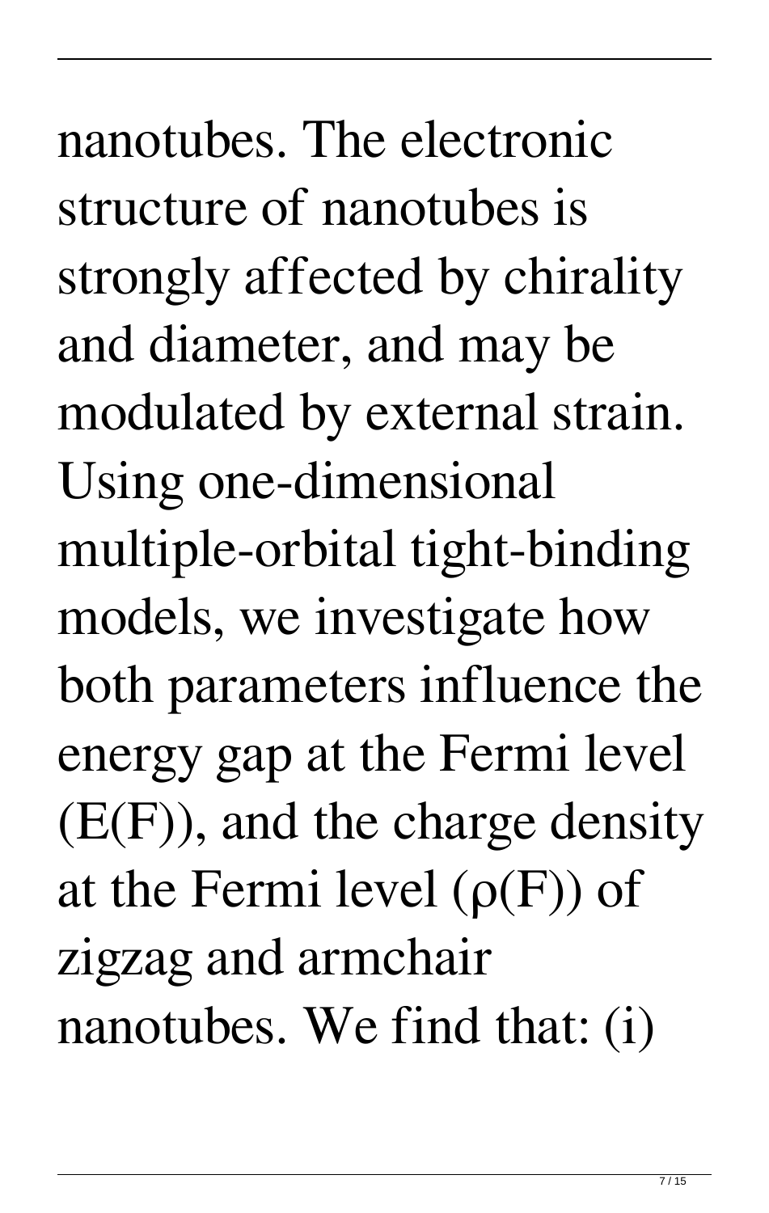nanotubes. The electronic structure of nanotubes is strongly affected by chirality and diameter, and may be modulated by external strain. Using one-dimensional multiple-orbital tight-binding models, we investigate how both parameters influence the energy gap at the Fermi level (E(F)), and the charge density at the Fermi level (ρ(F)) of zigzag and armchair nanotubes. We find that: (i)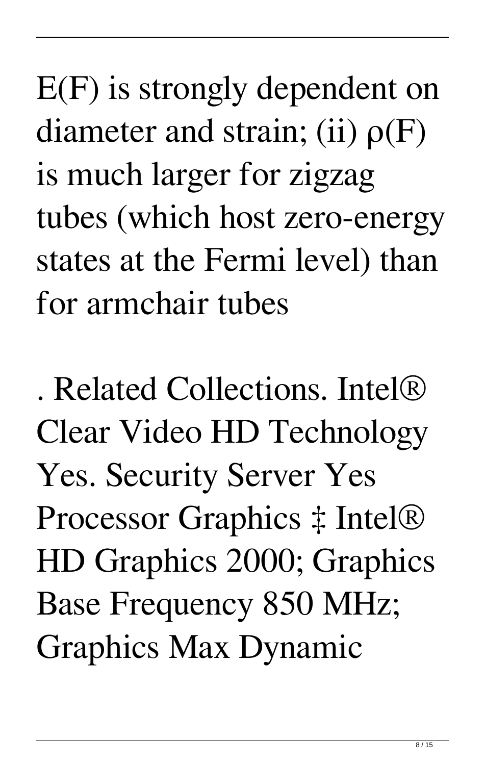E(F) is strongly dependent on diameter and strain; (ii) ρ(F) is much larger for zigzag tubes (which host zero-energy states at the Fermi level) than for armchair tubes

. Related Collections. Intel® Clear Video HD Technology Yes. Security Server Yes Processor Graphics ‡ Intel® HD Graphics 2000; Graphics Base Frequency 850 MHz; Graphics Max Dynamic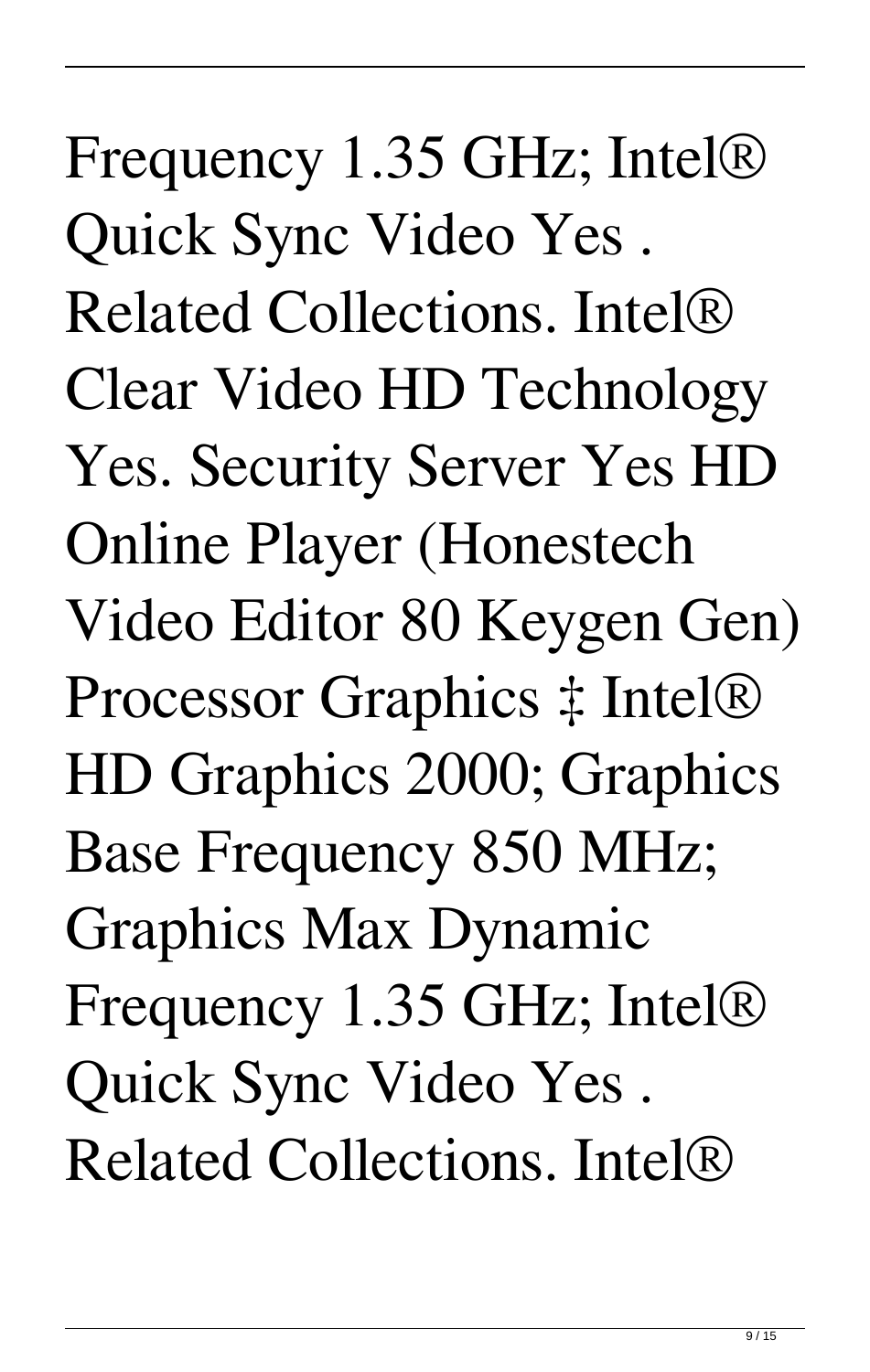Frequency 1.35 GHz; Intel® Quick Sync Video Yes . Related Collections. Intel® Clear Video HD Technology Yes. Security Server Yes HD Online Player (Honestech Video Editor 80 Keygen Gen) Processor Graphics ‡ Intel® HD Graphics 2000; Graphics Base Frequency 850 MHz; Graphics Max Dynamic Frequency 1.35 GHz; Intel® Quick Sync Video Yes . Related Collections. Intel®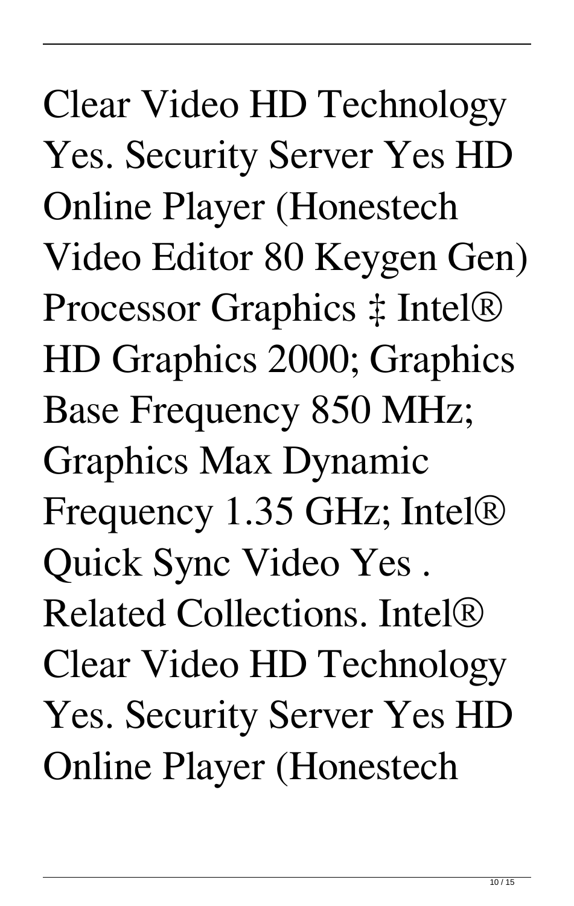Clear Video HD Technology Yes. Security Server Yes HD Online Player (Honestech Video Editor 80 Keygen Gen) Processor Graphics ‡ Intel® HD Graphics 2000; Graphics Base Frequency 850 MHz; Graphics Max Dynamic Frequency 1.35 GHz; Intel® Quick Sync Video Yes . Related Collections. Intel® Clear Video HD Technology Yes. Security Server Yes HD Online Player (Honestech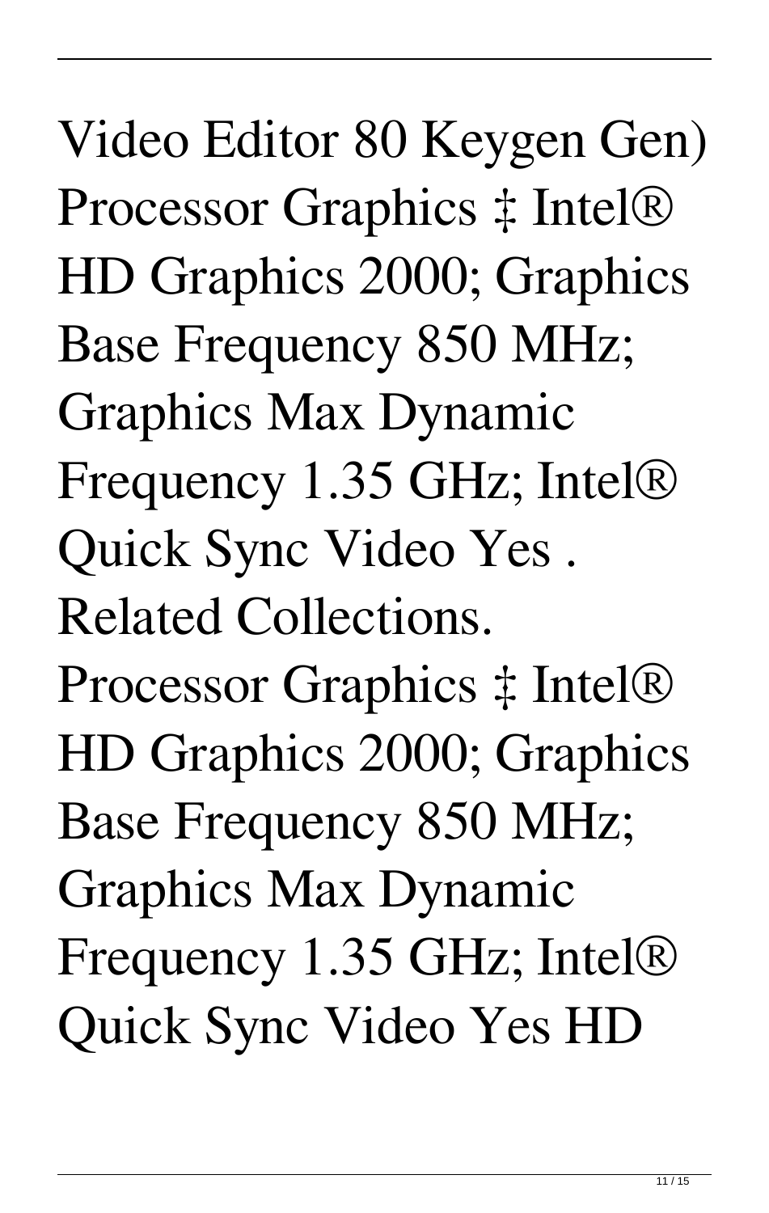Video Editor 80 Keygen Gen) Processor Graphics ‡ Intel® HD Graphics 2000; Graphics Base Frequency 850 MHz; Graphics Max Dynamic Frequency 1.35 GHz; Intel® Quick Sync Video Yes . Related Collections. Processor Graphics ‡ Intel® HD Graphics 2000; Graphics Base Frequency 850 MHz; Graphics Max Dynamic Frequency 1.35 GHz; Intel® Quick Sync Video Yes HD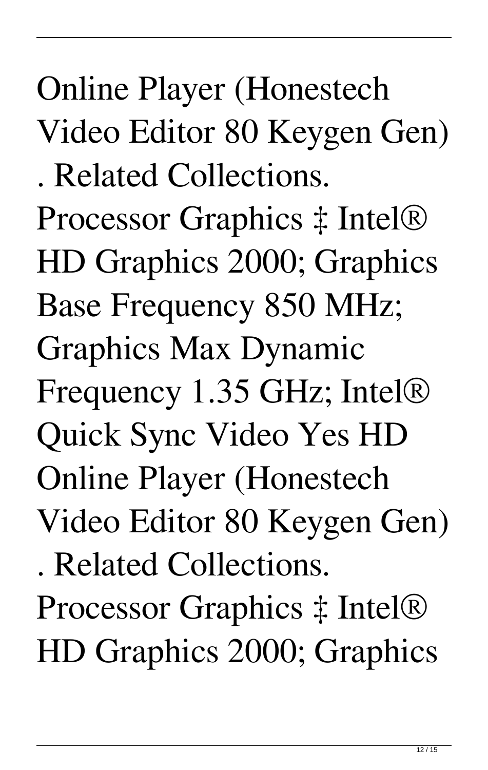Online Player (Honestech Video Editor 80 Keygen Gen) . Related Collections. Processor Graphics ‡ Intel® HD Graphics 2000; Graphics Base Frequency 850 MHz; Graphics Max Dynamic Frequency 1.35 GHz; Intel® Quick Sync Video Yes HD Online Player (Honestech Video Editor 80 Keygen Gen) . Related Collections. Processor Graphics ‡ Intel® HD Graphics 2000; Graphics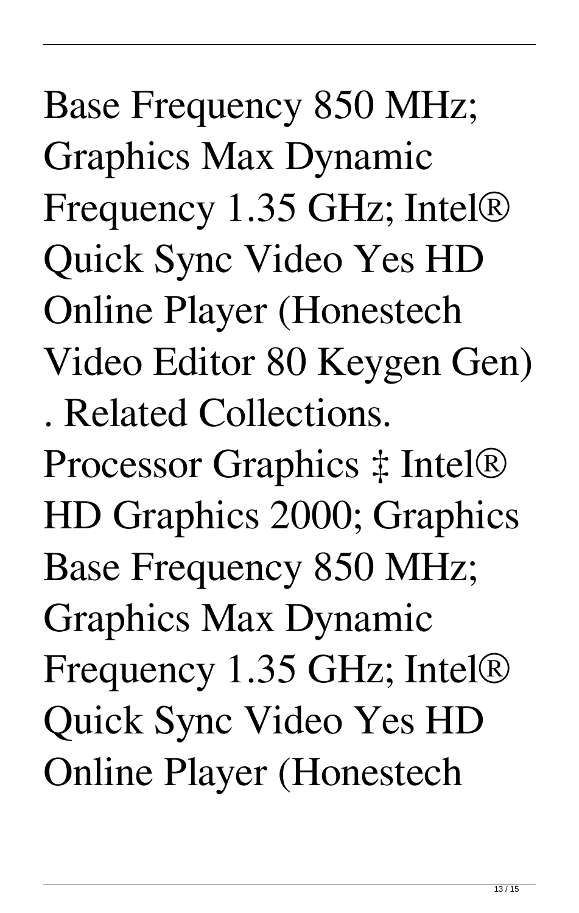Base Frequency 850 MHz; Graphics Max Dynamic Frequency 1.35 GHz; Intel® Quick Sync Video Yes HD Online Player (Honestech Video Editor 80 Keygen Gen) . Related Collections. Processor Graphics ‡ Intel® HD Graphics 2000; Graphics Base Frequency 850 MHz; Graphics Max Dynamic Frequency 1.35 GHz; Intel® Quick Sync Video Yes HD Online Player (Honestech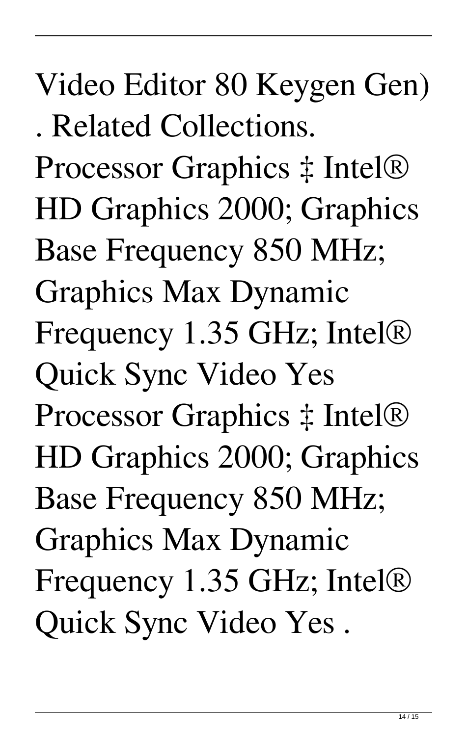Video Editor 80 Keygen Gen) . Related Collections. Processor Graphics ‡ Intel® HD Graphics 2000; Graphics Base Frequency 850 MHz; Graphics Max Dynamic Frequency 1.35 GHz; Intel® Quick Sync Video Yes Processor Graphics ‡ Intel® HD Graphics 2000; Graphics Base Frequency 850 MHz; Graphics Max Dynamic Frequency 1.35 GHz; Intel® Quick Sync Video Yes .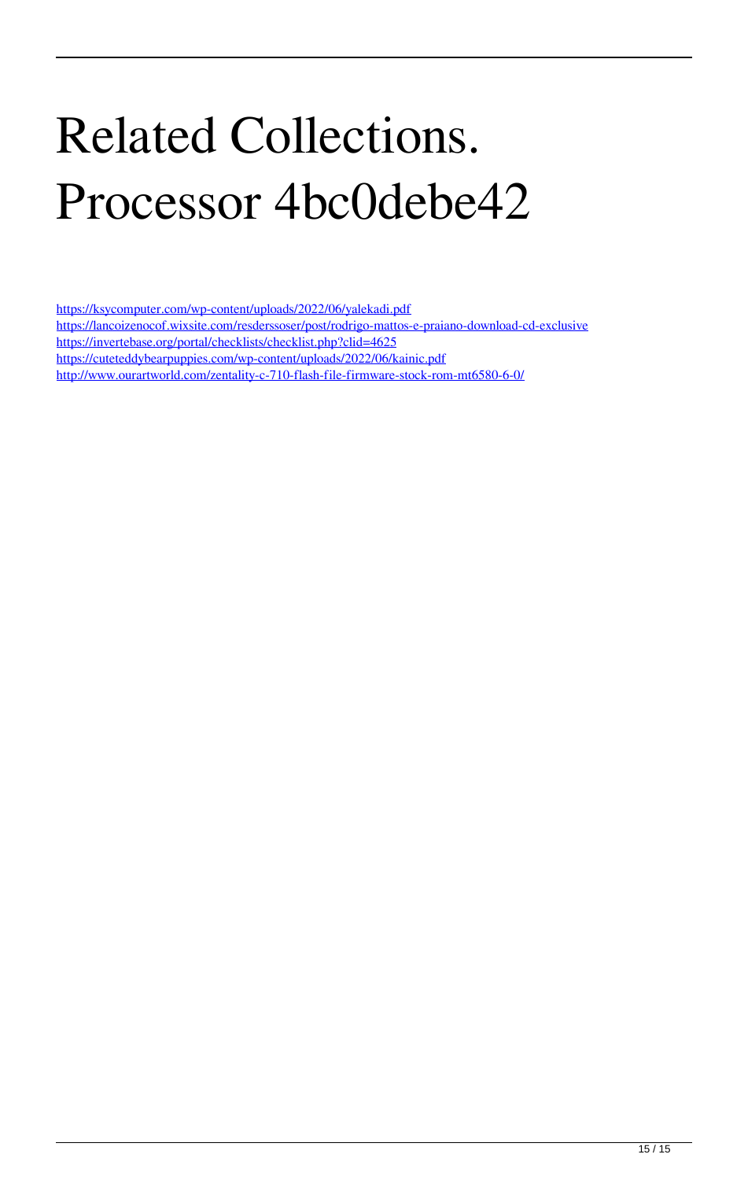# Related Collections. Processor 4bc0debe42

https://ksycomputer.com/wp-content/uploads/2022/06/yalekadi.pdf
https://lancoizenocof.wixsite.com/resderssoser/post/rodrigo-mattos-e-praiano-download-cd-exclusive
https://invertebase.org/portal/checklists/checklist.php?clid=4625
https://cuteteddybearpuppies.com/wp-content/uploads/2022/06/kainic.pdf
http://www.ourartworld.com/zentality-c-710-flash-file-firmware-stock-rom-mt6580-6-0/